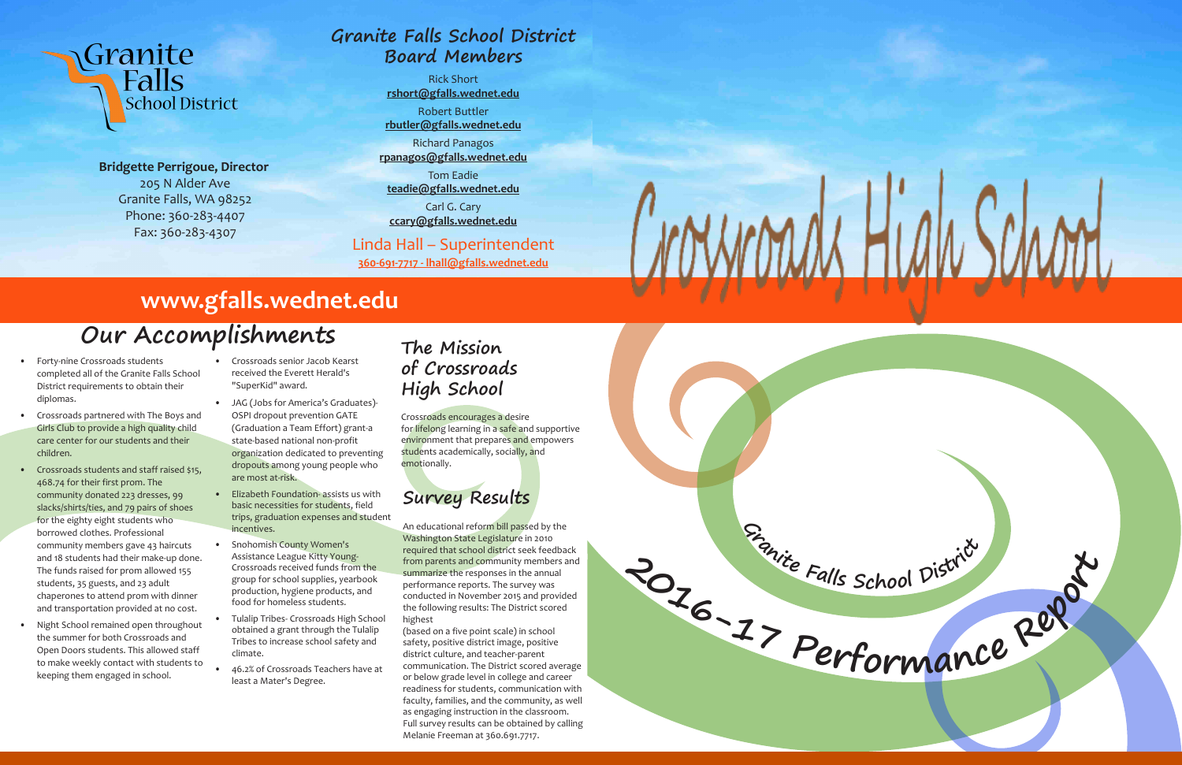Granite Falls School District

**Bridgette Perrigoue, Director**
205 N Alder Ave
Granite Falls, WA 98252
Phone: 360-283-4407
Fax: 360-283-4307

## Granite Falls School District Board Members

Rick Short
**rshort@gfalls.wednet.edu**

Robert Buttler
**rbutler@gfalls.wednet.edu**

Richard Panagos
**rpanagos@gfalls.wednet.edu**

Tom Eadie
**teadie@gfalls.wednet.edu**

Carl G. Cary
**ccary@gfalls.wednet.edu**

Linda Hall – Superintendent
**360-691-7717 - lhall@gfalls.wednet.edu**

# Crossroads High School

## www.gfalls.wednet.edu

## Our Accomplishments

- Forty-nine Crossroads students completed all of the Granite Falls School District requirements to obtain their diplomas.
- Crossroads partnered with The Boys and Girls Club to provide a high quality child care center for our students and their children.
- Crossroads students and staff raised $15, 468.74 for their first prom. The community donated 223 dresses, 99 slacks/shirts/ties, and 79 pairs of shoes for the eighty eight students who borrowed clothes. Professional community members gave 43 haircuts and 18 students had their make-up done. The funds raised for prom allowed 155 students, 35 guests, and 23 adult chaperones to attend prom with dinner and transportation provided at no cost.
- Night School remained open throughout the summer for both Crossroads and Open Doors students. This allowed staff to make weekly contact with students to keeping them engaged in school.
- Crossroads senior Jacob Kearst received the Everett Herald's "SuperKid" award.
- JAG (Jobs for America's Graduates)- OSPI dropout prevention GATE (Graduation a Team Effort) grant-a state-based national non-profit organization dedicated to preventing dropouts among young people who are most at-risk.
- Elizabeth Foundation- assists us with basic necessities for students, field trips, graduation expenses and student incentives.
- Snohomish County Women's Assistance League Kitty Young- Crossroads received funds from the group for school supplies, yearbook production, hygiene products, and food for homeless students.
- Tulalip Tribes- Crossroads High School obtained a grant through the Tulalip Tribes to increase school safety and climate.
- 46.2% of Crossroads Teachers have at least a Mater's Degree.

## The Mission of Crossroads High School

Crossroads encourages a desire for lifelong learning in a safe and supportive environment that prepares and empowers students academically, socially, and emotionally.

## Survey Results

An educational reform bill passed by the Washington State Legislature in 2010 required that school district seek feedback from parents and community members and summarize the responses in the annual performance reports. The survey was conducted in November 2015 and provided the following results: The District scored highest (based on a five point scale) in school safety, positive district image, positive district culture, and teacher-parent communication. The District scored average or below grade level in college and career readiness for students, communication with faculty, families, and the community, as well as engaging instruction in the classroom. Full survey results can be obtained by calling Melanie Freeman at 360.691.7717.

Granite Falls School District
2016-17 Performance Report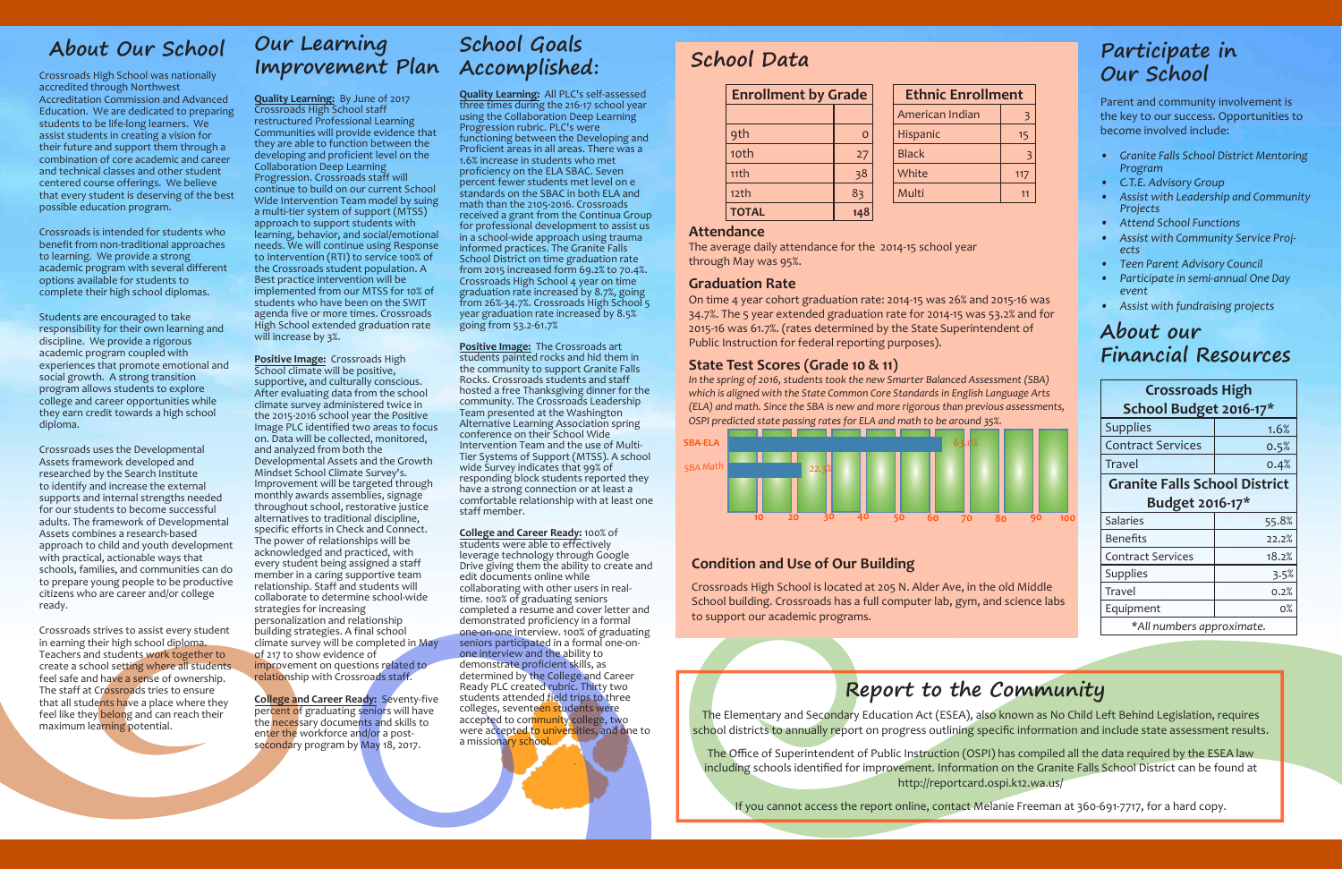## About Our School

Crossroads High School was nationally accredited through Northwest Accreditation Commission and Advanced Education. We are dedicated to preparing students to be life-long learners. We assist students in creating a vision for their future and support them through a combination of core academic and career and technical classes and other student centered course offerings. We believe that every student is deserving of the best possible education program.

Crossroads is intended for students who benefit from non-traditional approaches to learning. We provide a strong academic program with several different options available for students to complete their high school diplomas.

Students are encouraged to take responsibility for their own learning and discipline. We provide a rigorous academic program coupled with experiences that promote emotional and social growth. A strong transition program allows students to explore college and career opportunities while they earn credit towards a high school diploma.

Crossroads uses the Developmental Assets framework developed and researched by the Search Institute to identify and increase the external supports and internal strengths needed for our students to become successful adults. The framework of Developmental Assets combines a research-based approach to child and youth development with practical, actionable ways that schools, families, and communities can do to prepare young people to be productive citizens who are career and/or college ready.

Crossroads strives to assist every student in earning their high school diploma. Teachers and students work together to create a school setting where all students feel safe and have a sense of ownership. The staff at Crossroads tries to ensure that all students have a place where they feel like they belong and can reach their maximum learning potential.

## Our Learning Improvement Plan

**Quality Learning:** By June of 2017 Crossroads High School staff restructured Professional Learning Communities will provide evidence that they are able to function between the developing and proficient level on the Collaboration Deep Learning Progression. Crossroads staff will continue to build on our current School Wide Intervention Team model by suing a multi-tier system of support (MTSS) approach to support students with learning, behavior, and social/emotional needs. We will continue using Response to Intervention (RTI) to service 100% of the Crossroads student population. A Best practice intervention will be implemented from our MTSS for 10% of students who have been on the SWIT agenda five or more times. Crossroads High School extended graduation rate will increase by 3%.

**Positive Image:** Crossroads High School climate will be positive, supportive, and culturally conscious. After evaluating data from the school climate survey administered twice in the 2015-2016 school year the Positive Image PLC identified two areas to focus on. Data will be collected, monitored, and analyzed from both the Developmental Assets and the Growth Mindset School Climate Survey's. Improvement will be targeted through monthly awards assemblies, signage throughout school, restorative justice alternatives to traditional discipline, specific efforts in Check and Connect. The power of relationships will be acknowledged and practiced, with every student being assigned a staff member in a caring supportive team relationship. Staff and students will collaborate to determine school-wide strategies for increasing personalization and relationship building strategies. A final school climate survey will be completed in May of 217 to show evidence of improvement on questions related to relationship with Crossroads staff.

**College and Career Ready:** Seventy-five percent of graduating seniors will have the necessary documents and skills to enter the workforce and/or a post-secondary program by May 18, 2017.

## School Goals Accomplished:

**Quality Learning:** All PLC's self-assessed three times during the 216-17 school year using the Collaboration Deep Learning Progression rubric. PLC's were functioning between the Developing and Proficient areas in all areas. There was a 1.6% increase in students who met proficiency on the ELA SBAC. Seven percent fewer students met level on e standards on the SBAC in both ELA and math than the 2105-2016. Crossroads received a grant from the Continua Group for professional development to assist us in a school-wide approach using trauma informed practices. The Granite Falls School District on time graduation rate from 2015 increased form 69.2% to 70.4%. Crossroads High School 4 year on time graduation rate increased by 8.7%, going from 26%-34.7%. Crossroads High School 5 year graduation rate increased by 8.5% going from 53.2-61.7%

**Positive Image:** The Crossroads art students painted rocks and hid them in the community to support Granite Falls Rocks. Crossroads students and staff hosted a free Thanksgiving dinner for the community. The Crossroads Leadership Team presented at the Washington Alternative Learning Association spring conference on their School Wide Intervention Team and the use of Multi-Tier Systems of Support (MTSS). A school wide Survey indicates that 99% of responding block students reported they have a strong connection or at least a comfortable relationship with at least one staff member.

**College and Career Ready:** 100% of students were able to effectively leverage technology through Google Drive giving them the ability to create and edit documents online while collaborating with other users in real-time. 100% of graduating seniors completed a resume and cover letter and demonstrated proficiency in a formal one-on-one interview. 100% of graduating seniors participated in a formal one-on-one interview and the ability to demonstrate proficient skills, as determined by the College and Career Ready PLC created rubric. Thirty two students attended field trips to three colleges, seventeen students were accepted to community college, two were accepted to universities, and one to a missionary school.

## School Data

| Enrollment by Grade | |
|---|---|
| 9th | 0 |
| 10th | 27 |
| 11th | 38 |
| 12th | 83 |
| **TOTAL** | **148** |

| Ethnic Enrollment | |
|---|---|
| American Indian | 3 |
| Hispanic | 15 |
| Black | 3 |
| White | 117 |
| Multi | 11 |

### Attendance

The average daily attendance for the 2014-15 school year through May was 95%.

### Graduation Rate

On time 4 year cohort graduation rate: 2014-15 was 26% and 2015-16 was 34.7%. The 5 year extended graduation rate for 2014-15 was 53.2% and for 2015-16 was 61.7%. (rates determined by the State Superintendent of Public Instruction for federal reporting purposes).

### State Test Scores (Grade 10 & 11)

*In the spring of 2016, students took the new Smarter Balanced Assessment (SBA) which is aligned with the State Common Core Standards in English Language Arts (ELA) and math. Since the SBA is new and more rigorous than previous assessments, OSPI predicted state passing rates for ELA and math to be around 35%.*

SBA-ELA 63.0%

SBA Math 22.3%

10 20 30 40 50 60 70 80 90 100

### Condition and Use of Our Building

Crossroads High School is located at 205 N. Alder Ave, in the old Middle School building. Crossroads has a full computer lab, gym, and science labs to support our academic programs.

## Participate in Our School

Parent and community involvement is the key to our success. Opportunities to become involved include:

- *Granite Falls School District Mentoring Program*
- *C.T.E. Advisory Group*
- *Assist with Leadership and Community Projects*
- *Attend School Functions*
- *Assist with Community Service Projects*
- *Teen Parent Advisory Council*
- *Participate in semi-annual One Day event*
- *Assist with fundraising projects*

## About our Financial Resources

| Crossroads High School Budget 2016-17* | |
|---|---|
| Supplies | 1.6% |
| Contract Services | 0.5% |
| Travel | 0.4% |
| **Granite Falls School District Budget 2016-17*** | |
| Salaries | 55.8% |
| Benefits | 22.2% |
| Contract Services | 18.2% |
| Supplies | 3.5% |
| Travel | 0.2% |
| Equipment | 0% |
| *All numbers approximate.* | |

## Report to the Community

The Elementary and Secondary Education Act (ESEA), also known as No Child Left Behind Legislation, requires school districts to annually report on progress outlining specific information and include state assessment results.

The Office of Superintendent of Public Instruction (OSPI) has compiled all the data required by the ESEA law including schools identified for improvement. Information on the Granite Falls School District can be found at http://reportcard.ospi.k12.wa.us/

If you cannot access the report online, contact Melanie Freeman at 360-691-7717, for a hard copy.